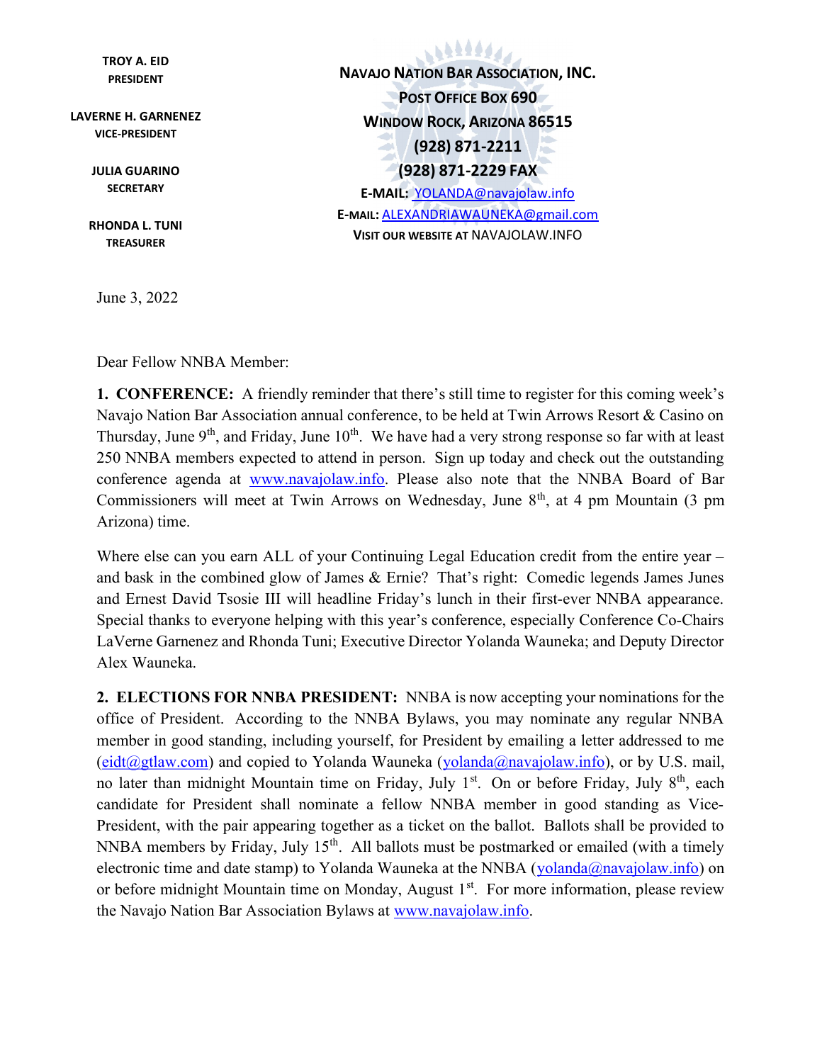**TROY A. EID**
**PRESIDENT**

**LAVERNE H. GARNENEZ**
**VICE-PRESIDENT**

**JULIA GUARINO**
**SECRETARY**

**RHONDA L. TUNI**
**TREASURER**

**NAVAJO NATION BAR ASSOCIATION, INC.**
**POST OFFICE BOX 690**
**WINDOW ROCK, ARIZONA 86515**
**(928) 871-2211**
**(928) 871-2229 FAX**
**E-MAIL:** YOLANDA@navajolaw.info
**E-MAIL:** ALEXANDRIAWAUNEKA@gmail.com
**VISIT OUR WEBSITE AT** NAVAJOLAW.INFO

June 3, 2022

Dear Fellow NNBA Member:

**1. CONFERENCE:** A friendly reminder that there's still time to register for this coming week's Navajo Nation Bar Association annual conference, to be held at Twin Arrows Resort & Casino on Thursday, June 9th, and Friday, June 10th. We have had a very strong response so far with at least 250 NNBA members expected to attend in person. Sign up today and check out the outstanding conference agenda at www.navajolaw.info. Please also note that the NNBA Board of Bar Commissioners will meet at Twin Arrows on Wednesday, June 8th, at 4 pm Mountain (3 pm Arizona) time.

Where else can you earn ALL of your Continuing Legal Education credit from the entire year – and bask in the combined glow of James & Ernie? That's right: Comedic legends James Junes and Ernest David Tsosie III will headline Friday's lunch in their first-ever NNBA appearance. Special thanks to everyone helping with this year's conference, especially Conference Co-Chairs LaVerne Garnenez and Rhonda Tuni; Executive Director Yolanda Wauneka; and Deputy Director Alex Wauneka.

**2. ELECTIONS FOR NNBA PRESIDENT:** NNBA is now accepting your nominations for the office of President. According to the NNBA Bylaws, you may nominate any regular NNBA member in good standing, including yourself, for President by emailing a letter addressed to me (eidt@gtlaw.com) and copied to Yolanda Wauneka (yolanda@navajolaw.info), or by U.S. mail, no later than midnight Mountain time on Friday, July 1st. On or before Friday, July 8th, each candidate for President shall nominate a fellow NNBA member in good standing as Vice-President, with the pair appearing together as a ticket on the ballot. Ballots shall be provided to NNBA members by Friday, July 15th. All ballots must be postmarked or emailed (with a timely electronic time and date stamp) to Yolanda Wauneka at the NNBA (yolanda@navajolaw.info) on or before midnight Mountain time on Monday, August 1st. For more information, please review the Navajo Nation Bar Association Bylaws at www.navajolaw.info.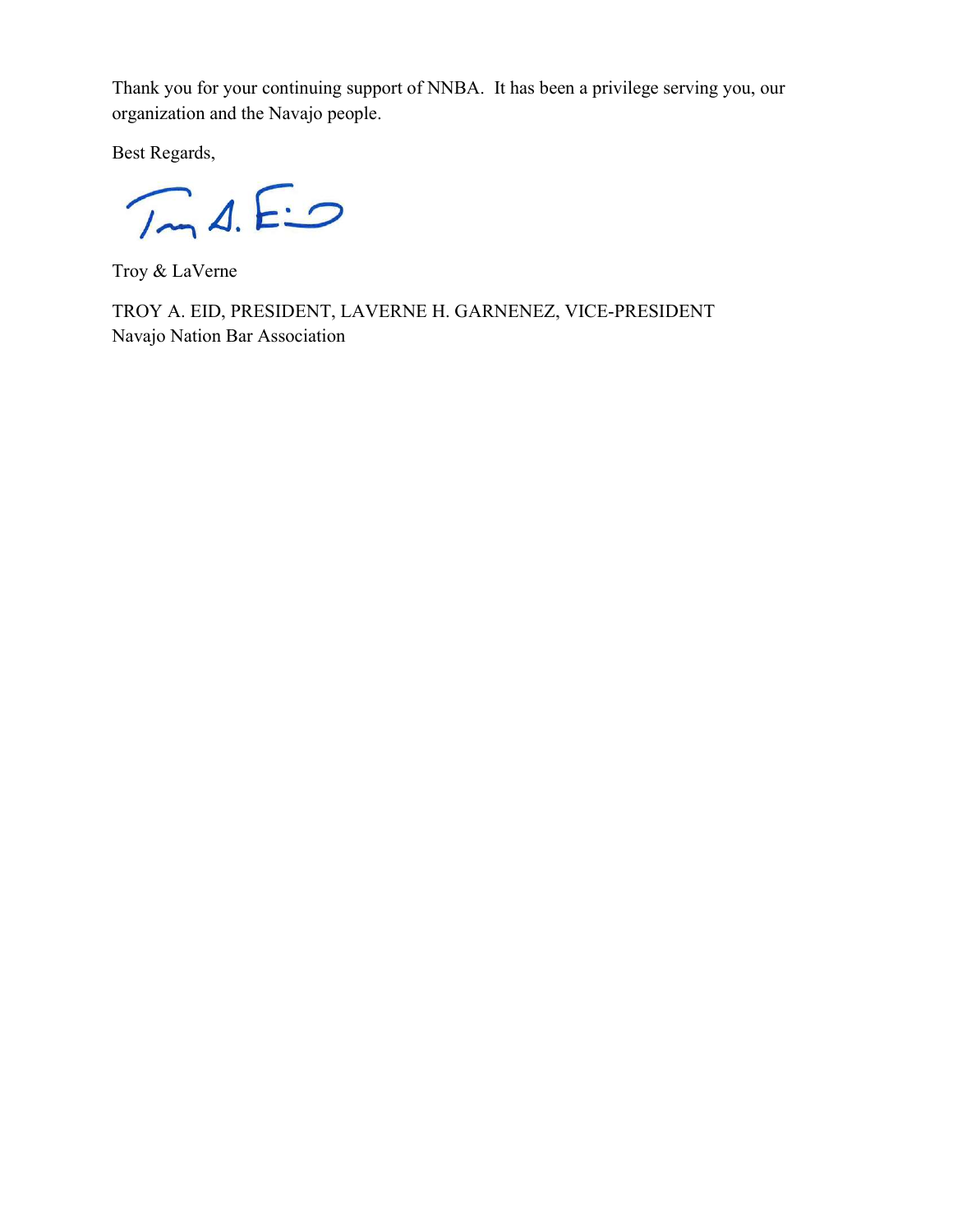Thank you for your continuing support of NNBA. It has been a privilege serving you, our organization and the Navajo people.

Best Regards,

Troy & LaVerne

TROY A. EID, PRESIDENT, LAVERNE H. GARNENEZ, VICE-PRESIDENT
Navajo Nation Bar Association